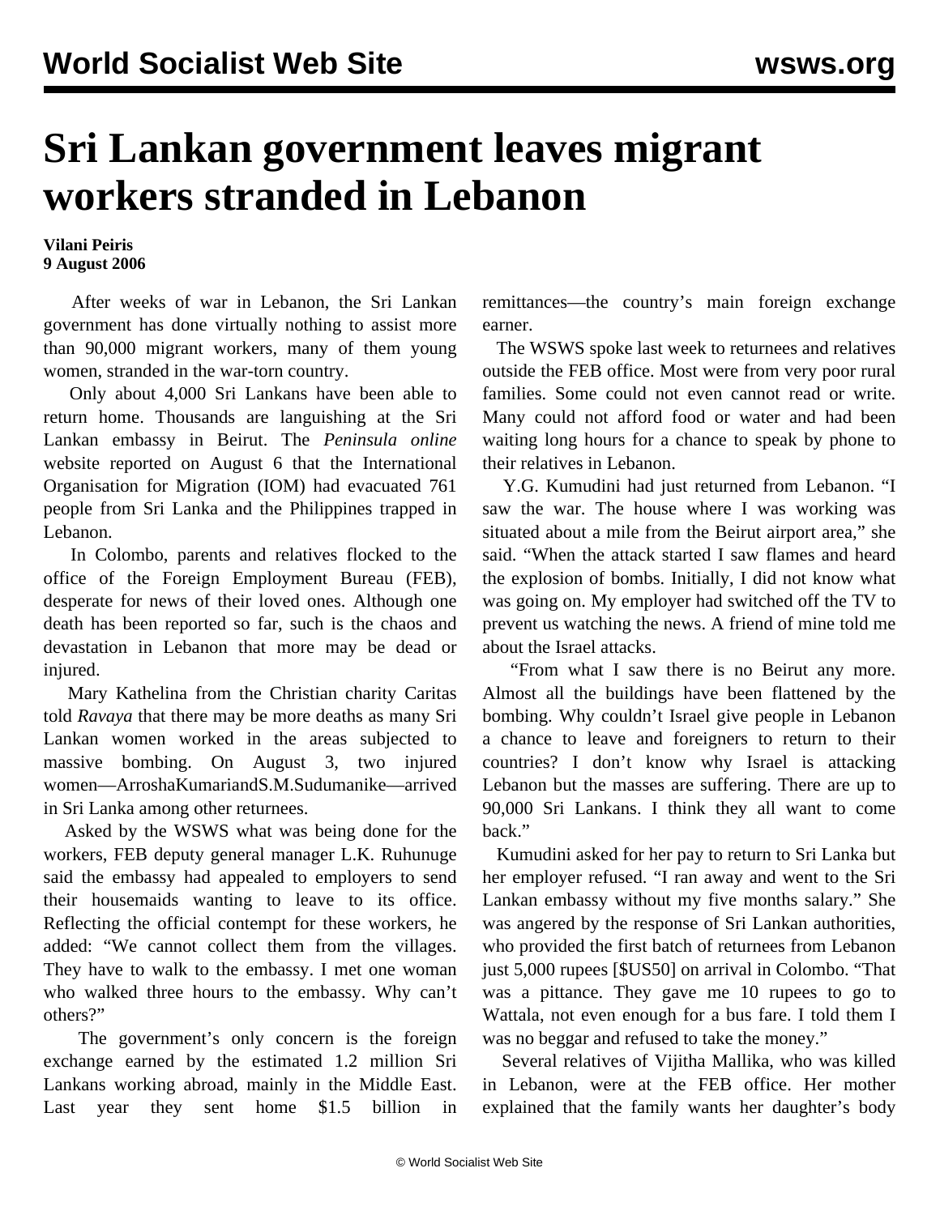# Sri Lankan government leaves migrant workers stranded in Lebanon

**Vilani Peiris**
**9 August 2006**

After weeks of war in Lebanon, the Sri Lankan government has done virtually nothing to assist more than 90,000 migrant workers, many of them young women, stranded in the war-torn country.

Only about 4,000 Sri Lankans have been able to return home. Thousands are languishing at the Sri Lankan embassy in Beirut. The *Peninsula online* website reported on August 6 that the International Organisation for Migration (IOM) had evacuated 761 people from Sri Lanka and the Philippines trapped in Lebanon.

In Colombo, parents and relatives flocked to the office of the Foreign Employment Bureau (FEB), desperate for news of their loved ones. Although one death has been reported so far, such is the chaos and devastation in Lebanon that more may be dead or injured.

Mary Kathelina from the Christian charity Caritas told *Ravaya* that there may be more deaths as many Sri Lankan women worked in the areas subjected to massive bombing. On August 3, two injured women—ArroshaKumariandS.M.Sudumanike—arrived in Sri Lanka among other returnees.

Asked by the WSWS what was being done for the workers, FEB deputy general manager L.K. Ruhunuge said the embassy had appealed to employers to send their housemaids wanting to leave to its office. Reflecting the official contempt for these workers, he added: "We cannot collect them from the villages. They have to walk to the embassy. I met one woman who walked three hours to the embassy. Why can't others?"

The government's only concern is the foreign exchange earned by the estimated 1.2 million Sri Lankans working abroad, mainly in the Middle East. Last year they sent home $1.5 billion in remittances—the country's main foreign exchange earner.

The WSWS spoke last week to returnees and relatives outside the FEB office. Most were from very poor rural families. Some could not even cannot read or write. Many could not afford food or water and had been waiting long hours for a chance to speak by phone to their relatives in Lebanon.

Y.G. Kumudini had just returned from Lebanon. "I saw the war. The house where I was working was situated about a mile from the Beirut airport area," she said. "When the attack started I saw flames and heard the explosion of bombs. Initially, I did not know what was going on. My employer had switched off the TV to prevent us watching the news. A friend of mine told me about the Israel attacks.

"From what I saw there is no Beirut any more. Almost all the buildings have been flattened by the bombing. Why couldn't Israel give people in Lebanon a chance to leave and foreigners to return to their countries? I don't know why Israel is attacking Lebanon but the masses are suffering. There are up to 90,000 Sri Lankans. I think they all want to come back."

Kumudini asked for her pay to return to Sri Lanka but her employer refused. "I ran away and went to the Sri Lankan embassy without my five months salary." She was angered by the response of Sri Lankan authorities, who provided the first batch of returnees from Lebanon just 5,000 rupees [$US50] on arrival in Colombo. "That was a pittance. They gave me 10 rupees to go to Wattala, not even enough for a bus fare. I told them I was no beggar and refused to take the money."

Several relatives of Vijitha Mallika, who was killed in Lebanon, were at the FEB office. Her mother explained that the family wants her daughter's body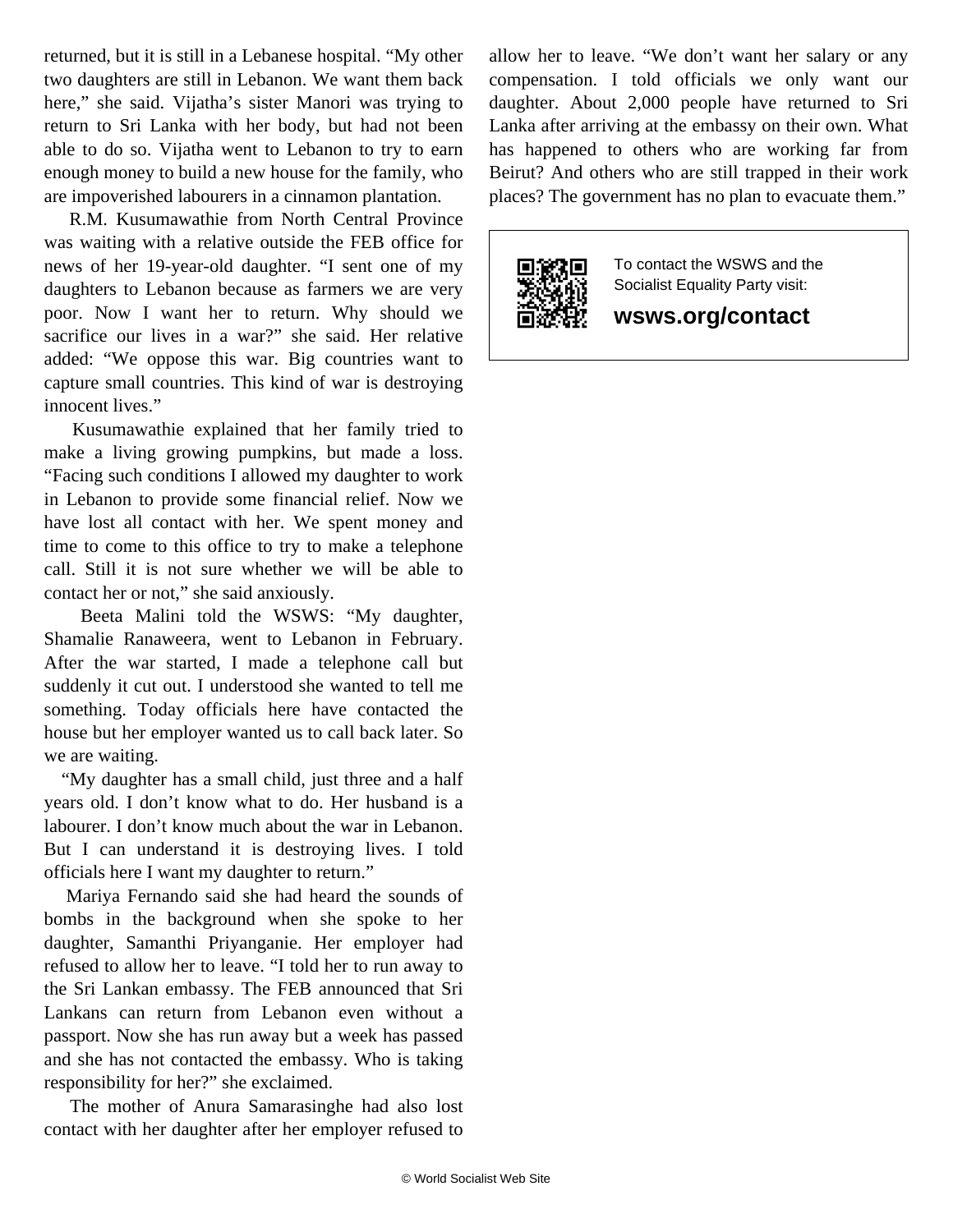returned, but it is still in a Lebanese hospital. "My other two daughters are still in Lebanon. We want them back here," she said. Vijatha's sister Manori was trying to return to Sri Lanka with her body, but had not been able to do so. Vijatha went to Lebanon to try to earn enough money to build a new house for the family, who are impoverished labourers in a cinnamon plantation.

R.M. Kusumawathie from North Central Province was waiting with a relative outside the FEB office for news of her 19-year-old daughter. "I sent one of my daughters to Lebanon because as farmers we are very poor. Now I want her to return. Why should we sacrifice our lives in a war?" she said. Her relative added: "We oppose this war. Big countries want to capture small countries. This kind of war is destroying innocent lives."

Kusumawathie explained that her family tried to make a living growing pumpkins, but made a loss. "Facing such conditions I allowed my daughter to work in Lebanon to provide some financial relief. Now we have lost all contact with her. We spent money and time to come to this office to try to make a telephone call. Still it is not sure whether we will be able to contact her or not," she said anxiously.

Beeta Malini told the WSWS: "My daughter, Shamalie Ranaweera, went to Lebanon in February. After the war started, I made a telephone call but suddenly it cut out. I understood she wanted to tell me something. Today officials here have contacted the house but her employer wanted us to call back later. So we are waiting.

"My daughter has a small child, just three and a half years old. I don't know what to do. Her husband is a labourer. I don't know much about the war in Lebanon. But I can understand it is destroying lives. I told officials here I want my daughter to return."

Mariya Fernando said she had heard the sounds of bombs in the background when she spoke to her daughter, Samanthi Priyanganie. Her employer had refused to allow her to leave. "I told her to run away to the Sri Lankan embassy. The FEB announced that Sri Lankans can return from Lebanon even without a passport. Now she has run away but a week has passed and she has not contacted the embassy. Who is taking responsibility for her?" she exclaimed.

The mother of Anura Samarasinghe had also lost contact with her daughter after her employer refused to allow her to leave. "We don't want her salary or any compensation. I told officials we only want our daughter. About 2,000 people have returned to Sri Lanka after arriving at the embassy on their own. What has happened to others who are working far from Beirut? And others who are still trapped in their work places? The government has no plan to evacuate them."

To contact the WSWS and the Socialist Equality Party visit:

**wsws.org/contact**